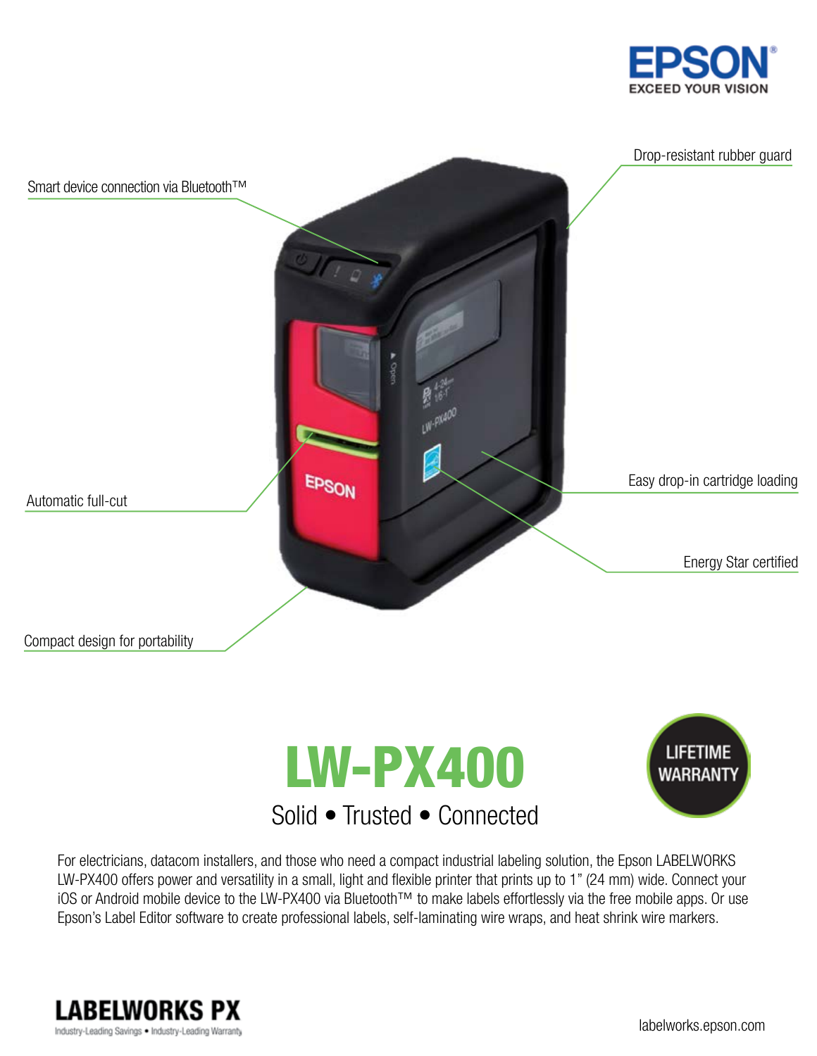EPSON
EXCEED YOUR VISION

Smart device connection via Bluetooth™

Drop-resistant rubber guard

Automatic full-cut

Easy drop-in cartridge loading

Energy Star certified

Compact design for portability

# LW-PX400

## Solid • Trusted • Connected

LIFETIME WARRANTY

For electricians, datacom installers, and those who need a compact industrial labeling solution, the Epson LABELWORKS LW-PX400 offers power and versatility in a small, light and flexible printer that prints up to 1" (24 mm) wide. Connect your iOS or Android mobile device to the LW-PX400 via Bluetooth™ to make labels effortlessly via the free mobile apps. Or use Epson's Label Editor software to create professional labels, self-laminating wire wraps, and heat shrink wire markers.

**LABELWORKS PX**
Industry-Leading Savings • Industry-Leading Warranty

labelworks.epson.com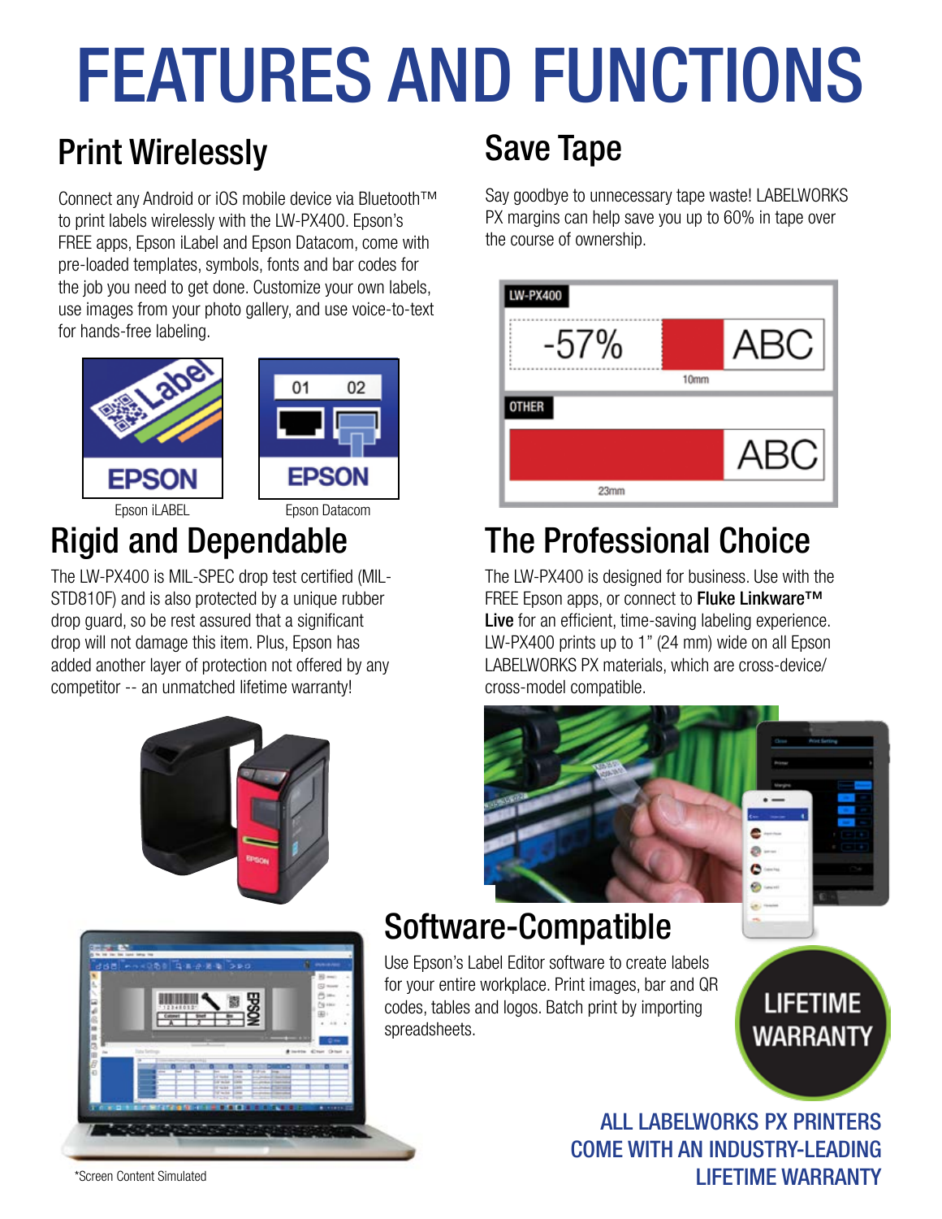# FEATURES AND FUNCTIONS

## Print Wirelessly

Connect any Android or iOS mobile device via Bluetooth™ to print labels wirelessly with the LW-PX400. Epson's FREE apps, Epson iLabel and Epson Datacom, come with pre-loaded templates, symbols, fonts and bar codes for the job you need to get done. Customize your own labels, use images from your photo gallery, and use voice-to-text for hands-free labeling.

Epson iLABEL

Epson Datacom

## Rigid and Dependable

The LW-PX400 is MIL-SPEC drop test certified (MIL-STD810F) and is also protected by a unique rubber drop guard, so be rest assured that a significant drop will not damage this item. Plus, Epson has added another layer of protection not offered by any competitor -- an unmatched lifetime warranty!

## Save Tape

Say goodbye to unnecessary tape waste! LABELWORKS PX margins can help save you up to 60% in tape over the course of ownership.

LW-PX400: -57% ABC 10mm

OTHER: ABC 23mm

## The Professional Choice

The LW-PX400 is designed for business. Use with the FREE Epson apps, or connect to **Fluke Linkware™ Live** for an efficient, time-saving labeling experience. LW-PX400 prints up to 1" (24 mm) wide on all Epson LABELWORKS PX materials, which are cross-device/ cross-model compatible.

## Software-Compatible

Use Epson's Label Editor software to create labels for your entire workplace. Print images, bar and QR codes, tables and logos. Batch print by importing spreadsheets.

LIFETIME WARRANTY

ALL LABELWORKS PX PRINTERS COME WITH AN INDUSTRY-LEADING LIFETIME WARRANTY

*Screen Content Simulated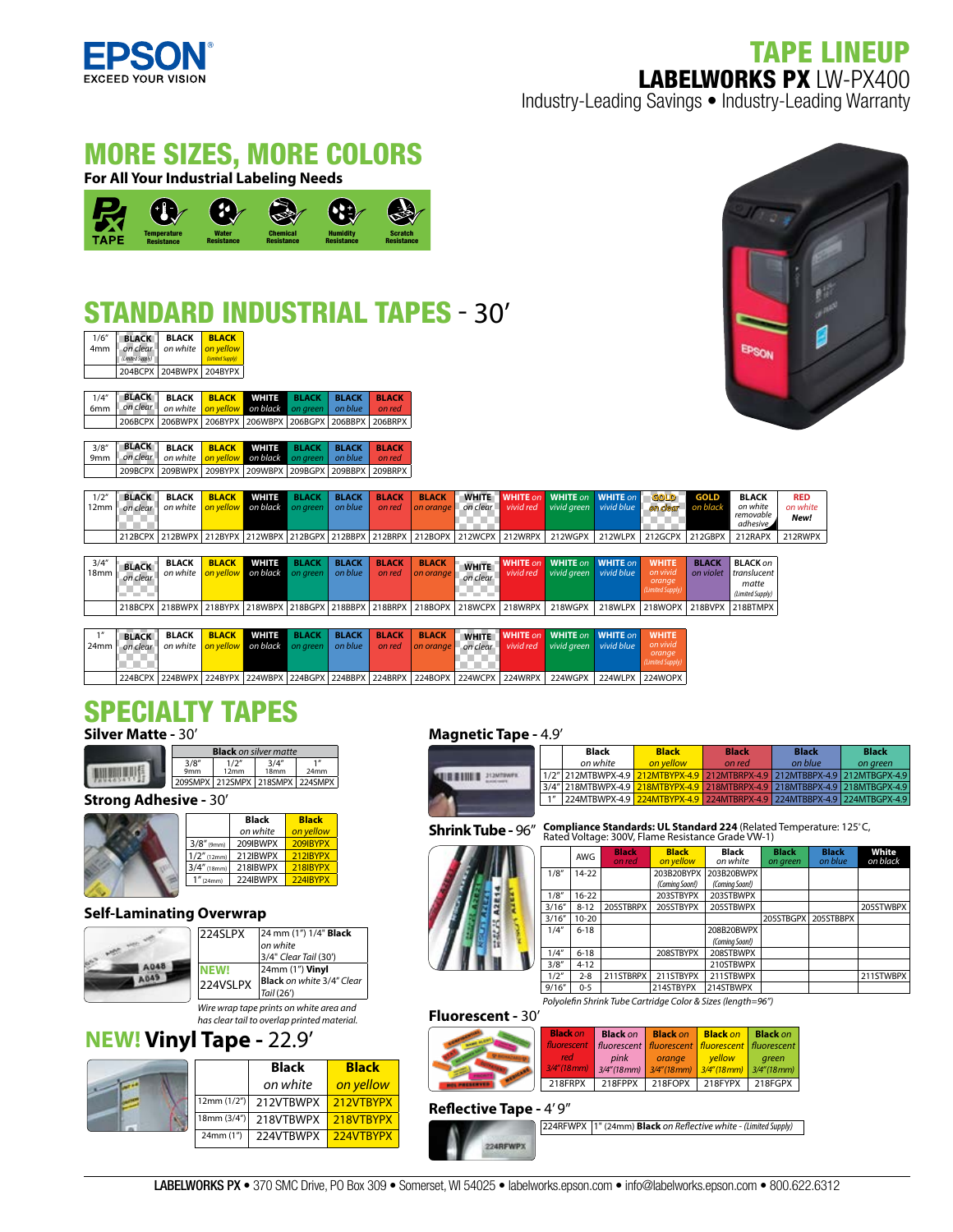# TAPE LINEUP
## LABELWORKS PX LW-PX400
Industry-Leading Savings • Industry-Leading Warranty

## MORE SIZES, MORE COLORS
**For All Your Industrial Labeling Needs**

PX TAPE — Temperature Resistance, Water Resistance, Chemical Resistance, Humidity Resistance, Scratch Resistance

## STANDARD INDUSTRIAL TAPES - 30′

| 1/6″ 4mm | BLACK on clear (Limited Supply) | BLACK on white | BLACK on yellow (Limited Supply) |
|---|---|---|---|
| | 204BCPX | 204BWPX | 204BYPX |

| 1/4″ 6mm | BLACK on clear | BLACK on white | BLACK on yellow | WHITE on black | BLACK on green | BLACK on blue | BLACK on red |
|---|---|---|---|---|---|---|---|
| | 206BCPX | 206BWPX | 206BYPX | 206WBPX | 206BGPX | 206BBPX | 206BRPX |

| 3/8″ 9mm | BLACK on clear | BLACK on white | BLACK on yellow | WHITE on black | BLACK on green | BLACK on blue | BLACK on red |
|---|---|---|---|---|---|---|---|
| | 209BCPX | 209BWPX | 209BYPX | 209WBPX | 209BGPX | 209BBPX | 209BRPX |

| 1/2″ 12mm | BLACK on clear | BLACK on white | BLACK on yellow | WHITE on black | BLACK on green | BLACK on blue | BLACK on red | BLACK on orange | WHITE on clear | WHITE on vivid red | WHITE on vivid green | WHITE on vivid blue | GOLD on clear | GOLD on black | BLACK on white removable adhesive | RED on white New! |
|---|---|---|---|---|---|---|---|---|---|---|---|---|---|---|---|---|
| | 212BCPX | 212BWPX | 212BYPX | 212WBPX | 212BGPX | 212BBPX | 212BRPX | 212BOPX | 212WCPX | 212WRPX | 212WGPX | 212WLPX | 212GCPX | 212GBPX | 212RAPX | 212RWPX |

| 3/4″ 18mm | BLACK on clear | BLACK on white | BLACK on yellow | WHITE on black | BLACK on green | BLACK on blue | BLACK on red | BLACK on orange | WHITE on clear | WHITE on vivid red | WHITE on vivid green | WHITE on vivid blue | WHITE on vivid orange (Limited Supply) | BLACK on violet | BLACK on translucent matte (Limited Supply) |
|---|---|---|---|---|---|---|---|---|---|---|---|---|---|---|---|
| | 218BCPX | 218BWPX | 218BYPX | 218WBPX | 218BGPX | 218BBPX | 218BRPX | 218BOPX | 218WCPX | 218WRPX | 218WGPX | 218WLPX | 218WOPX | 218BVPX | 218BTMPX |

| 1″ 24mm | BLACK on clear | BLACK on white | BLACK on yellow | WHITE on black | BLACK on green | BLACK on blue | BLACK on red | BLACK on orange | WHITE on clear | WHITE on vivid red | WHITE on vivid green | WHITE on vivid blue | WHITE on vivid orange (Limited Supply) |
|---|---|---|---|---|---|---|---|---|---|---|---|---|---|
| | 224BCPX | 224BWPX | 224BYPX | 224WBPX | 224BGPX | 224BBPX | 224BRPX | 224BOPX | 224WCPX | 224WRPX | 224WGPX | 224WLPX | 224WOPX |

## SPECIALTY TAPES

### Silver Matte - 30′

| Black on silver matte | | | |
|---|---|---|---|
| 3/8″ 9mm | 1/2″ 12mm | 3/4″ 18mm | 1″ 24mm |
| 209SMPX | 212SMPX | 218SMPX | 224SMPX |

### Strong Adhesive - 30′

| | Black on white | Black on yellow |
|---|---|---|
| 3/8″ (9mm) | 209IBWPX | 209IBYPX |
| 1/2″ (12mm) | 212IBWPX | 212IBYPX |
| 3/4″ (18mm) | 218IBWPX | 218IBYPX |
| 1″ (24mm) | 224IBWPX | 224IBYPX |

### Self-Laminating Overwrap

| | |
|---|---|
| 224SLPX | 24 mm (1″) 1/4″ **Black** on white 3/4″ Clear Tail (30′) |
| **NEW!** 224VSLPX | 24mm (1″) **Vinyl Black** on white 3/4″ Clear Tail (26′) |

*Wire wrap tape prints on white area and has clear tail to overlap printed material.*

### NEW! Vinyl Tape - 22.9′

| | Black on white | Black on yellow |
|---|---|---|
| 12mm (1/2″) | 212VTBWPX | 212VTBYPX |
| 18mm (3/4″) | 218VTBWPX | 218VTBYPX |
| 24mm (1″) | 224VTBWPX | 224VTBYPX |

### Magnetic Tape - 4.9′

| | Black | Black on yellow | Black on red | Black on blue | Black on green |
|---|---|---|---|---|---|
| 1/2″ | 212MTBWPX-4.9 | 212MTBYPX-4.9 | 212MTBRPX-4.9 | 212MTBBPX-4.9 | 212MTBGPX-4.9 |
| 3/4″ | 218MTBWPX-4.9 | 218MTBYPX-4.9 | 218MTBRPX-4.9 | 218MTBBPX-4.9 | 218MTBGPX-4.9 |
| 1″ | 224MTBWPX-4.9 | 224MTBYPX-4.9 | 224MTBRPX-4.9 | 224MTBBPX-4.9 | 224MTBGPX-4.9 |

### Shrink Tube - 96″

**Compliance Standards: UL Standard 224** (Related Temperature: 125°C, Rated Voltage: 300V, Flame Resistance Grade VW-1)

| | AWG | Black on red | Black on yellow | Black on white | Black on green | Black on blue | White on black |
|---|---|---|---|---|---|---|---|
| 1/8″ | 14-22 | | 203B20BYPX (Coming Soon!) | 203B20BWPX (Coming Soon!) | | | |
| 1/8″ | 16-22 | | 203STBYPX | 203STBWPX | | | |
| 3/16″ | 8-12 | 205STBRPX | 205STBYPX | 205STBWPX | | | 205STWBPX |
| 3/16″ | 10-20 | | | | 205STBGPX | 205STBBPX | |
| 1/4″ | 6-18 | | | 208B20BWPX (Coming Soon!) | | | |
| 1/4″ | 6-18 | | 208STBYPX | 208STBWPX | | | |
| 3/8″ | 4-12 | | | 210STBWPX | | | |
| 1/2″ | 2-8 | 211STBRPX | 211STBYPX | 211STBWPX | | | 211STWBPX |
| 9/16″ | 0-5 | | 214STBYPX | 214STBWPX | | | |

*Polyolefin Shrink Tube Cartridge Color & Sizes (length=96″)*

### Fluorescent - 30′

| Black on fluorescent red 3/4″ (18mm) | Black on fluorescent pink 3/4″ (18mm) | Black on fluorescent orange 3/4″ (18mm) | Black on fluorescent yellow 3/4″ (18mm) | Black on fluorescent green 3/4″ (18mm) |
|---|---|---|---|---|
| 218FRPX | 218FPPX | 218FOPX | 218FYPX | 218FGPX |

### Reflective Tape - 4′ 9″

| | |
|---|---|
| 224RFWPX | 1″ (24mm) **Black** on Reflective white - (Limited Supply) |

**LABELWORKS PX** • 370 SMC Drive, PO Box 309 • Somerset, WI 54025 • labelworks.epson.com • info@labelworks.epson.com • 800.622.6312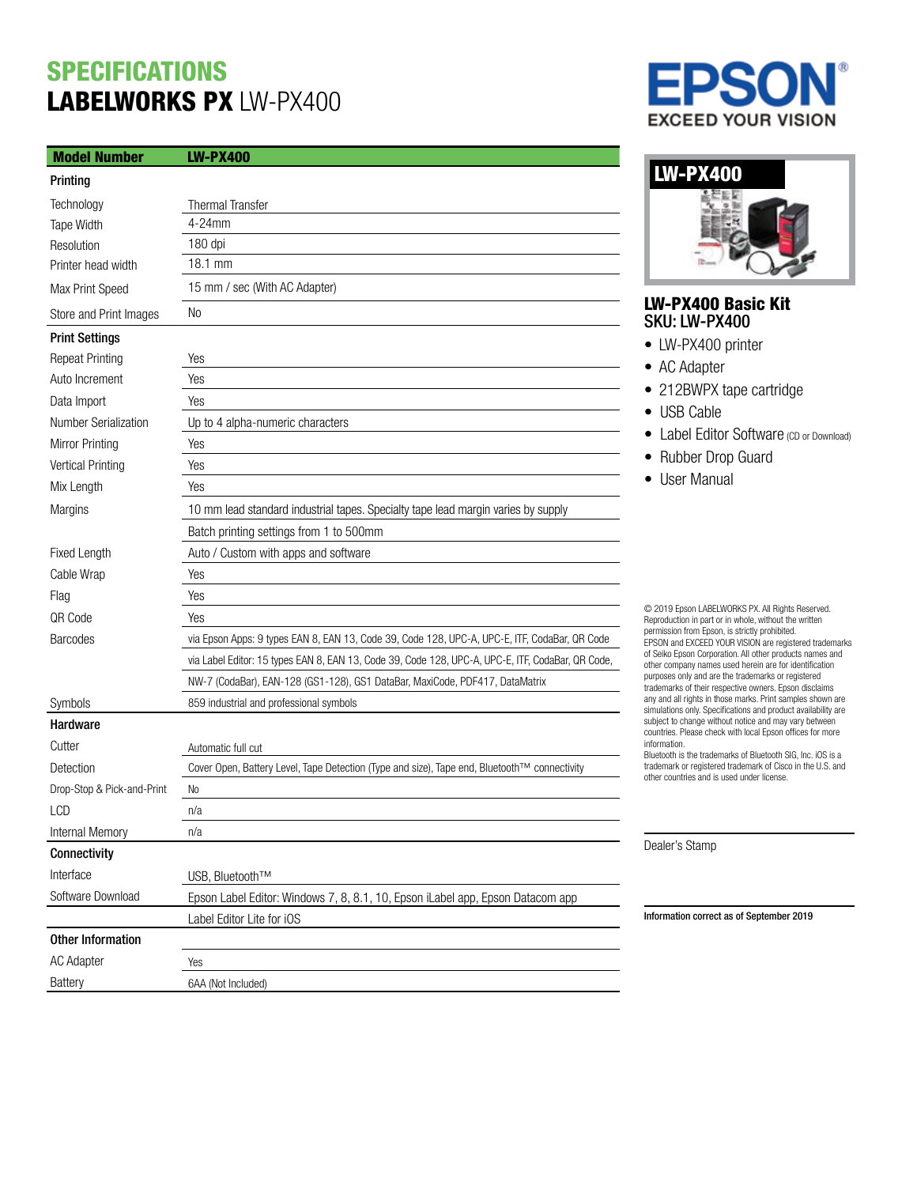# SPECIFICATIONS
# LABELWORKS PX LW-PX400

EPSON
EXCEED YOUR VISION

| Model Number | LW-PX400 |
|---|---|
| **Printing** | |
| Technology | Thermal Transfer |
| Tape Width | 4-24mm |
| Resolution | 180 dpi |
| Printer head width | 18.1 mm |
| Max Print Speed | 15 mm / sec (With AC Adapter) |
| Store and Print Images | No |
| **Print Settings** | |
| Repeat Printing | Yes |
| Auto Increment | Yes |
| Data Import | Yes |
| Number Serialization | Up to 4 alpha-numeric characters |
| Mirror Printing | Yes |
| Vertical Printing | Yes |
| Mix Length | Yes |
| Margins | 10 mm lead standard industrial tapes. Specialty tape lead margin varies by supply |
| | Batch printing settings from 1 to 500mm |
| Fixed Length | Auto / Custom with apps and software |
| Cable Wrap | Yes |
| Flag | Yes |
| QR Code | Yes |
| Barcodes | via Epson Apps: 9 types EAN 8, EAN 13, Code 39, Code 128, UPC-A, UPC-E, ITF, CodaBar, QR Code |
| | via Label Editor: 15 types EAN 8, EAN 13, Code 39, Code 128, UPC-A, UPC-E, ITF, CodaBar, QR Code, |
| | NW-7 (CodaBar), EAN-128 (GS1-128), GS1 DataBar, MaxiCode, PDF417, DataMatrix |
| Symbols | 859 industrial and professional symbols |
| **Hardware** | |
| Cutter | Automatic full cut |
| Detection | Cover Open, Battery Level, Tape Detection (Type and size), Tape end, Bluetooth™ connectivity |
| Drop-Stop & Pick-and-Print | No |
| LCD | n/a |
| Internal Memory | n/a |
| **Connectivity** | |
| Interface | USB, Bluetooth™ |
| Software Download | Epson Label Editor: Windows 7, 8, 8.1, 10, Epson iLabel app, Epson Datacom app |
| | Label Editor Lite for iOS |
| **Other Information** | |
| AC Adapter | Yes |
| Battery | 6AA (Not Included) |

LW-PX400

## LW-PX400 Basic Kit
## SKU: LW-PX400

- LW-PX400 printer
- AC Adapter
- 212BWPX tape cartridge
- USB Cable
- Label Editor Software (CD or Download)
- Rubber Drop Guard
- User Manual

© 2019 Epson LABELWORKS PX. All Rights Reserved. Reproduction in part or in whole, without the written permission from Epson, is strictly prohibited. EPSON and EXCEED YOUR VISION are registered trademarks of Seiko Epson Corporation. All other products names and other company names used herein are for identification purposes only and are the trademarks or registered trademarks of their respective owners. Epson disclaims any and all rights in those marks. Print samples shown are simulations only. Specifications and product availability are subject to change without notice and may vary between countries. Please check with local Epson offices for more information.
Bluetooth is the trademarks of Bluetooth SIG, Inc. iOS is a trademark or registered trademark of Cisco in the U.S. and other countries and is used under license.

Dealer's Stamp

**Information correct as of September 2019**